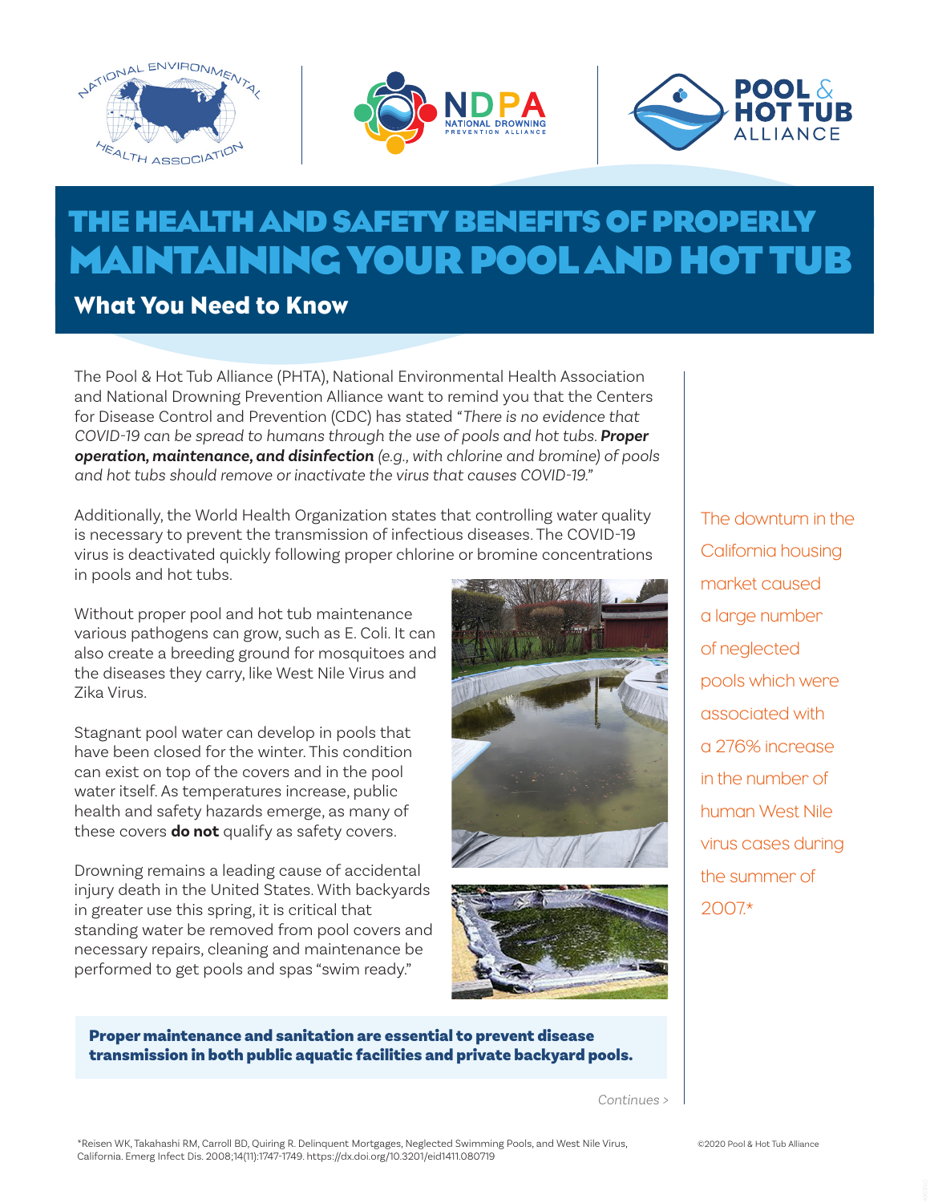# THE HEALTH AND SAFETY BENEFITS OF PROPERLY MAINTAINING YOUR POOL AND HOT TUB

## What You Need to Know

The Pool & Hot Tub Alliance (PHTA), National Environmental Health Association and National Drowning Prevention Alliance want to remind you that the Centers for Disease Control and Prevention (CDC) has stated "*There is no evidence that COVID-19 can be spread to humans through the use of pools and hot tubs.* ***Proper operation, maintenance, and disinfection*** *(e.g., with chlorine and bromine) of pools and hot tubs should remove or inactivate the virus that causes COVID-19.*"

Additionally, the World Health Organization states that controlling water quality is necessary to prevent the transmission of infectious diseases. The COVID-19 virus is deactivated quickly following proper chlorine or bromine concentrations in pools and hot tubs.

Without proper pool and hot tub maintenance various pathogens can grow, such as E. Coli. It can also create a breeding ground for mosquitoes and the diseases they carry, like West Nile Virus and Zika Virus.

Stagnant pool water can develop in pools that have been closed for the winter. This condition can exist on top of the covers and in the pool water itself. As temperatures increase, public health and safety hazards emerge, as many of these covers **do not** qualify as safety covers.

Drowning remains a leading cause of accidental injury death in the United States. With backyards in greater use this spring, it is critical that standing water be removed from pool covers and necessary repairs, cleaning and maintenance be performed to get pools and spas "swim ready."

**Proper maintenance and sanitation are essential to prevent disease transmission in both public aquatic facilities and private backyard pools.**

The downturn in the California housing market caused a large number of neglected pools which were associated with a 276% increase in the number of human West Nile virus cases during the summer of 2007.*

Continues >

*Reisen WK, Takahashi RM, Carroll BD, Quiring R. Delinquent Mortgages, Neglected Swimming Pools, and West Nile Virus, California. Emerg Infect Dis. 2008;14(11):1747-1749. https://dx.doi.org/10.3201/eid1411.080719

©2020 Pool & Hot Tub Alliance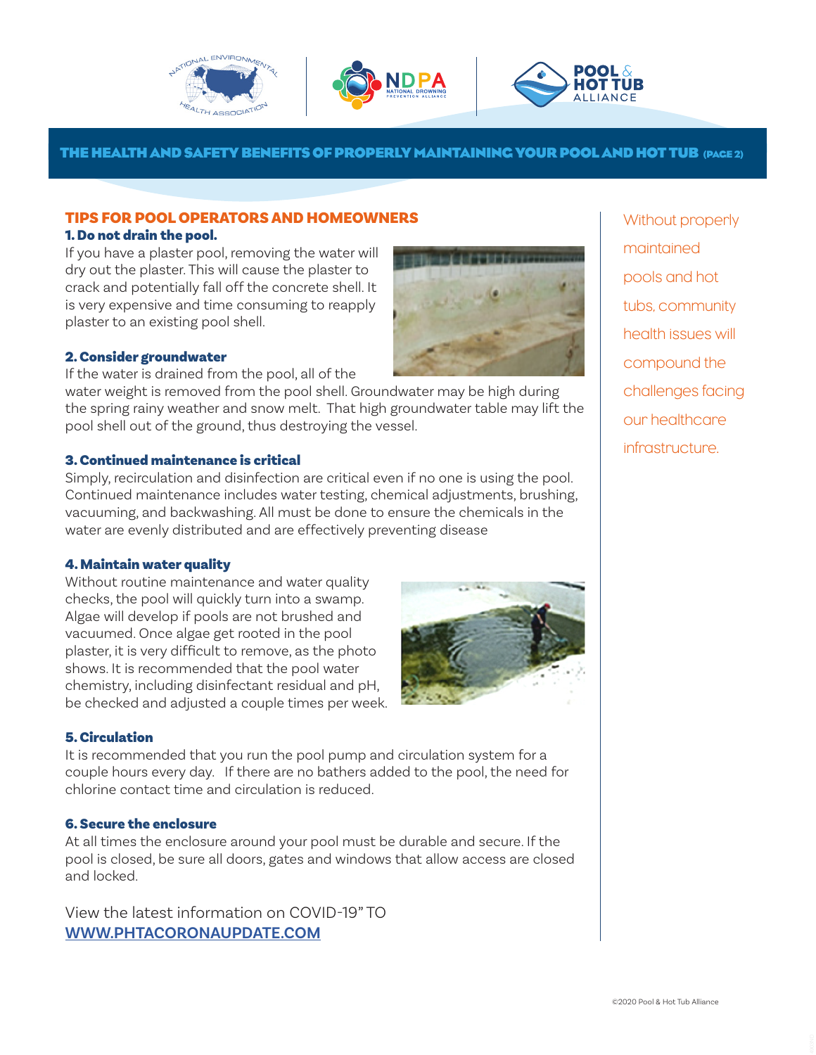## THE HEALTH AND SAFETY BENEFITS OF PROPERLY MAINTAINING YOUR POOL AND HOT TUB (PAGE 2)

### TIPS FOR POOL OPERATORS AND HOMEOWNERS

**1. Do not drain the pool.**

If you have a plaster pool, removing the water will dry out the plaster. This will cause the plaster to crack and potentially fall off the concrete shell. It is very expensive and time consuming to reapply plaster to an existing pool shell.

**2. Consider groundwater**

If the water is drained from the pool, all of the water weight is removed from the pool shell. Groundwater may be high during the spring rainy weather and snow melt. That high groundwater table may lift the pool shell out of the ground, thus destroying the vessel.

**3. Continued maintenance is critical**

Simply, recirculation and disinfection are critical even if no one is using the pool. Continued maintenance includes water testing, chemical adjustments, brushing, vacuuming, and backwashing. All must be done to ensure the chemicals in the water are evenly distributed and are effectively preventing disease

**4. Maintain water quality**

Without routine maintenance and water quality checks, the pool will quickly turn into a swamp. Algae will develop if pools are not brushed and vacuumed. Once algae get rooted in the pool plaster, it is very difficult to remove, as the photo shows. It is recommended that the pool water chemistry, including disinfectant residual and pH, be checked and adjusted a couple times per week.

**5. Circulation**

It is recommended that you run the pool pump and circulation system for a couple hours every day. If there are no bathers added to the pool, the need for chlorine contact time and circulation is reduced.

**6. Secure the enclosure**

At all times the enclosure around your pool must be durable and secure. If the pool is closed, be sure all doors, gates and windows that allow access are closed and locked.

View the latest information on COVID-19" TO
[WWW.PHTACORONAUPDATE.COM](http://WWW.PHTACORONAUPDATE.COM)

Without properly maintained pools and hot tubs, community health issues will compound the challenges facing our healthcare infrastructure.

©2020 Pool & Hot Tub Alliance